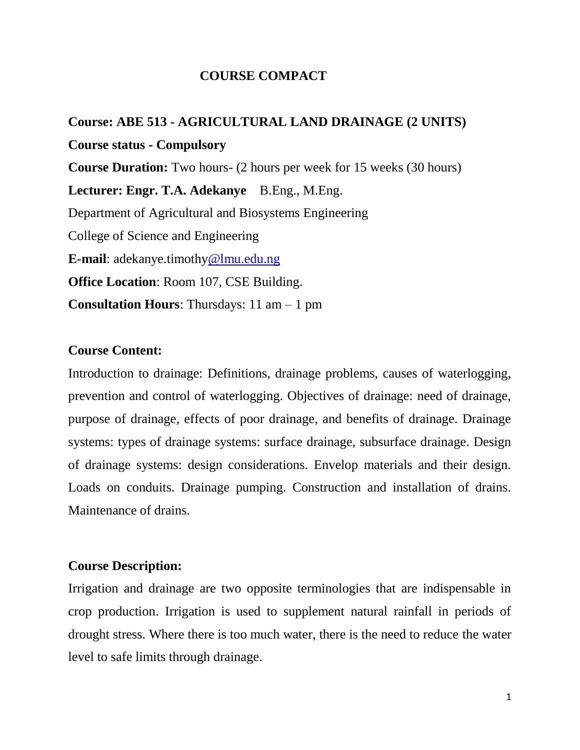# COURSE COMPACT

**Course: ABE 513 - AGRICULTURAL LAND DRAINAGE (2 UNITS)**

**Course status - Compulsory**

**Course Duration:** Two hours- (2 hours per week for 15 weeks (30 hours)

**Lecturer: Engr. T.A. Adekanye** B.Eng., M.Eng.

Department of Agricultural and Biosystems Engineering

College of Science and Engineering

**E-mail**: adekanye.timothy@lmu.edu.ng

**Office Location**: Room 107, CSE Building.

**Consultation Hours**: Thursdays: 11 am – 1 pm

## Course Content:

Introduction to drainage: Definitions, drainage problems, causes of waterlogging, prevention and control of waterlogging. Objectives of drainage: need of drainage, purpose of drainage, effects of poor drainage, and benefits of drainage. Drainage systems: types of drainage systems: surface drainage, subsurface drainage. Design of drainage systems: design considerations. Envelop materials and their design. Loads on conduits. Drainage pumping. Construction and installation of drains. Maintenance of drains.

## Course Description:

Irrigation and drainage are two opposite terminologies that are indispensable in crop production. Irrigation is used to supplement natural rainfall in periods of drought stress. Where there is too much water, there is the need to reduce the water level to safe limits through drainage.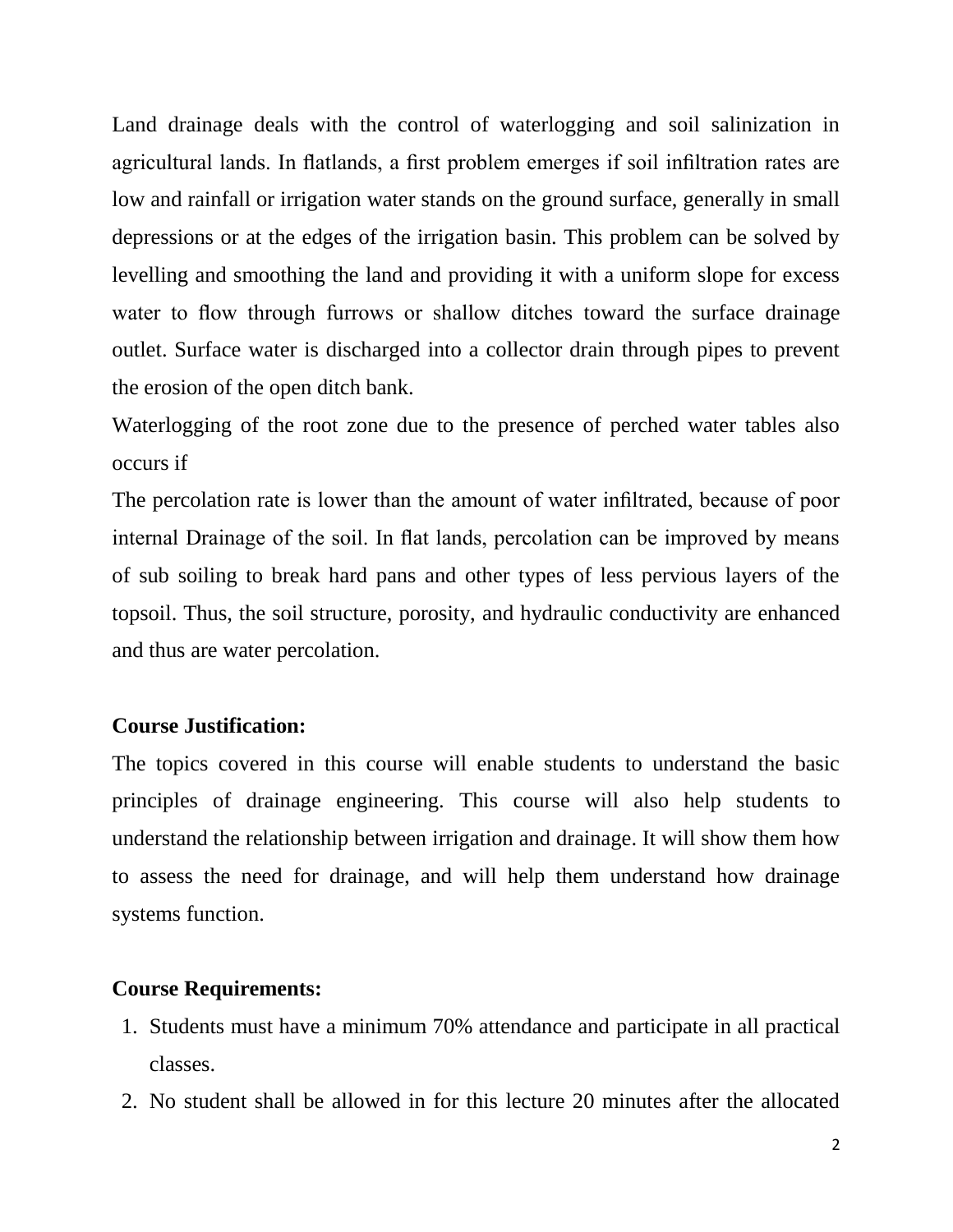Land drainage deals with the control of waterlogging and soil salinization in agricultural lands. In flatlands, a first problem emerges if soil infiltration rates are low and rainfall or irrigation water stands on the ground surface, generally in small depressions or at the edges of the irrigation basin. This problem can be solved by levelling and smoothing the land and providing it with a uniform slope for excess water to flow through furrows or shallow ditches toward the surface drainage outlet. Surface water is discharged into a collector drain through pipes to prevent the erosion of the open ditch bank.

Waterlogging of the root zone due to the presence of perched water tables also occurs if

The percolation rate is lower than the amount of water infiltrated, because of poor internal Drainage of the soil. In flat lands, percolation can be improved by means of sub soiling to break hard pans and other types of less pervious layers of the topsoil. Thus, the soil structure, porosity, and hydraulic conductivity are enhanced and thus are water percolation.

**Course Justification:**

The topics covered in this course will enable students to understand the basic principles of drainage engineering. This course will also help students to understand the relationship between irrigation and drainage. It will show them how to assess the need for drainage, and will help them understand how drainage systems function.

**Course Requirements:**

1. Students must have a minimum 70% attendance and participate in all practical classes.
2. No student shall be allowed in for this lecture 20 minutes after the allocated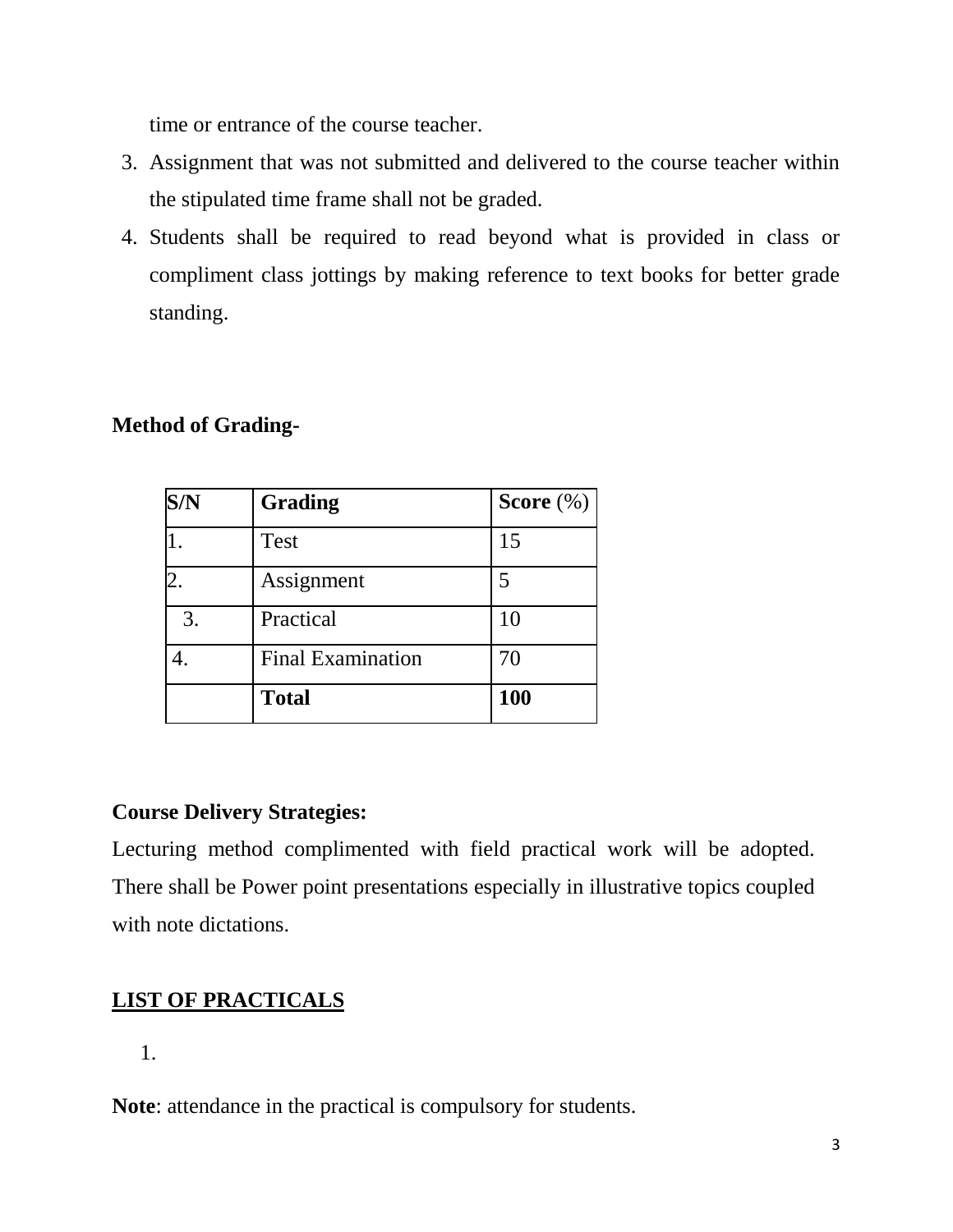time or entrance of the course teacher.

3. Assignment that was not submitted and delivered to the course teacher within the stipulated time frame shall not be graded.
4. Students shall be required to read beyond what is provided in class or compliment class jottings by making reference to text books for better grade standing.

**Method of Grading-**

| **S/N** | **Grading** | **Score** (%) |
| --- | --- | --- |
| 1. | Test | 15 |
| 2. | Assignment | 5 |
| 3. | Practical | 10 |
| 4. | Final Examination | 70 |
| | **Total** | **100** |

**Course Delivery Strategies:**

Lecturing method complimented with field practical work will be adopted. There shall be Power point presentations especially in illustrative topics coupled with note dictations.

**LIST OF PRACTICALS**

1.

**Note**: attendance in the practical is compulsory for students.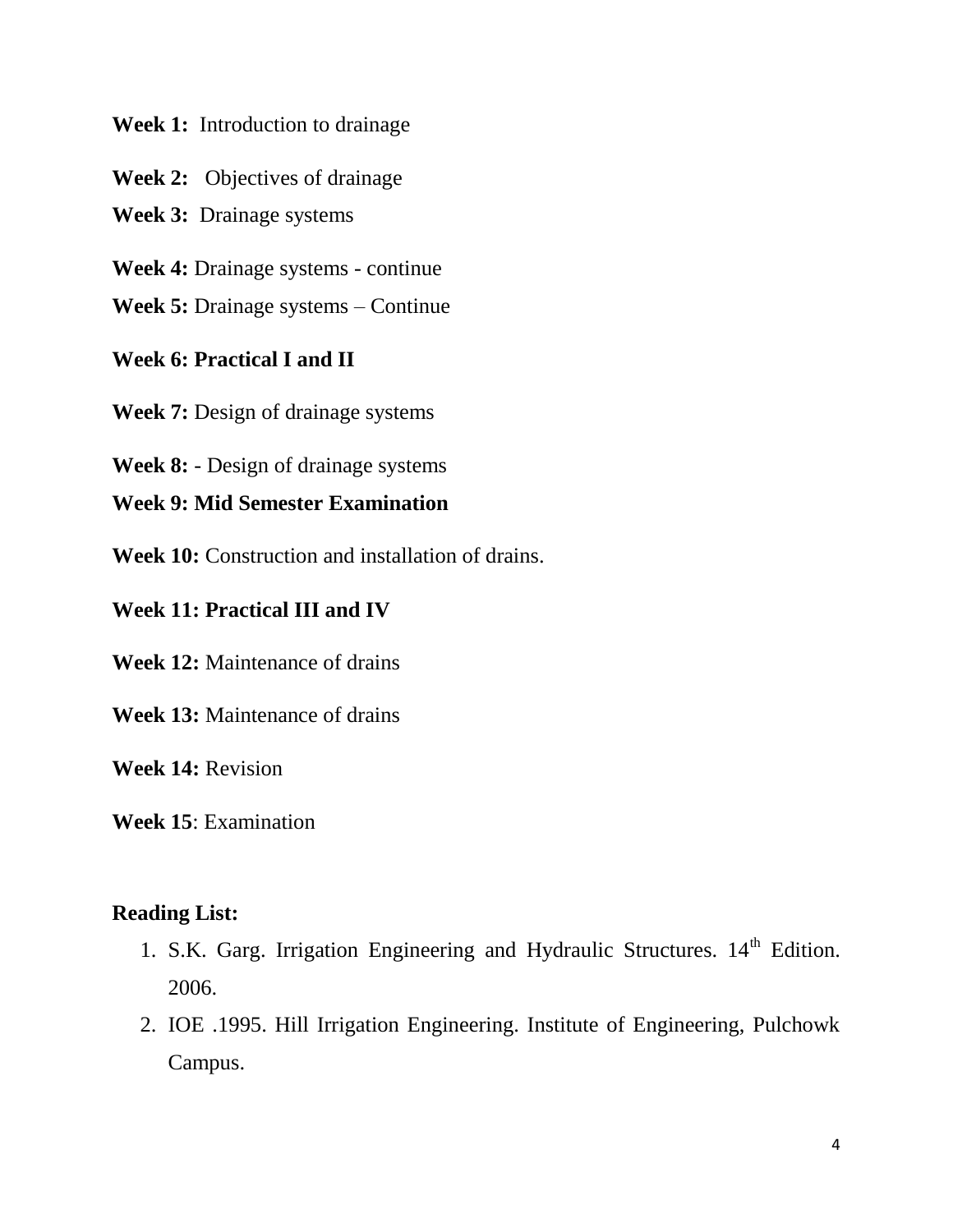**Week 1:** Introduction to drainage

**Week 2:** Objectives of drainage

**Week 3:** Drainage systems

**Week 4:** Drainage systems - continue

**Week 5:** Drainage systems – Continue

**Week 6: Practical I and II**

**Week 7:** Design of drainage systems

**Week 8:** - Design of drainage systems

**Week 9: Mid Semester Examination**

**Week 10:** Construction and installation of drains.

**Week 11: Practical III and IV**

**Week 12:** Maintenance of drains

**Week 13:** Maintenance of drains

**Week 14:** Revision

**Week 15**: Examination

**Reading List:**

1. S.K. Garg. Irrigation Engineering and Hydraulic Structures. 14th Edition. 2006.
2. IOE .1995. Hill Irrigation Engineering. Institute of Engineering, Pulchowk Campus.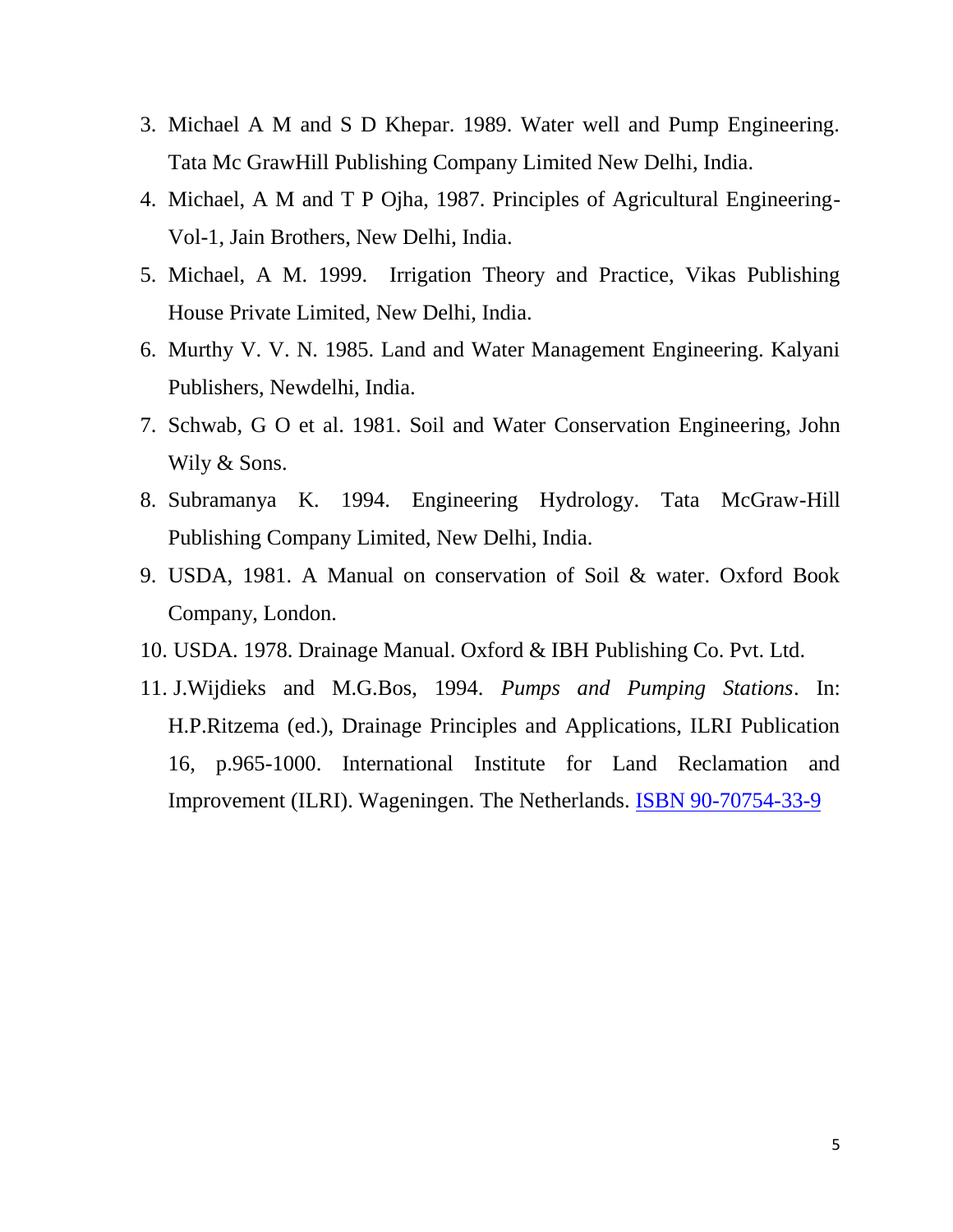3. Michael A M and S D Khepar. 1989. Water well and Pump Engineering. Tata Mc GrawHill Publishing Company Limited New Delhi, India.
4. Michael, A M and T P Ojha, 1987. Principles of Agricultural Engineering-Vol-1, Jain Brothers, New Delhi, India.
5. Michael, A M. 1999. Irrigation Theory and Practice, Vikas Publishing House Private Limited, New Delhi, India.
6. Murthy V. V. N. 1985. Land and Water Management Engineering. Kalyani Publishers, Newdelhi, India.
7. Schwab, G O et al. 1981. Soil and Water Conservation Engineering, John Wily & Sons.
8. Subramanya K. 1994. Engineering Hydrology. Tata McGraw-Hill Publishing Company Limited, New Delhi, India.
9. USDA, 1981. A Manual on conservation of Soil & water. Oxford Book Company, London.
10. USDA. 1978. Drainage Manual. Oxford & IBH Publishing Co. Pvt. Ltd.
11. J.Wijdieks and M.G.Bos, 1994. *Pumps and Pumping Stations*. In: H.P.Ritzema (ed.), Drainage Principles and Applications, ILRI Publication 16, p.965-1000. International Institute for Land Reclamation and Improvement (ILRI). Wageningen. The Netherlands. ISBN 90-70754-33-9